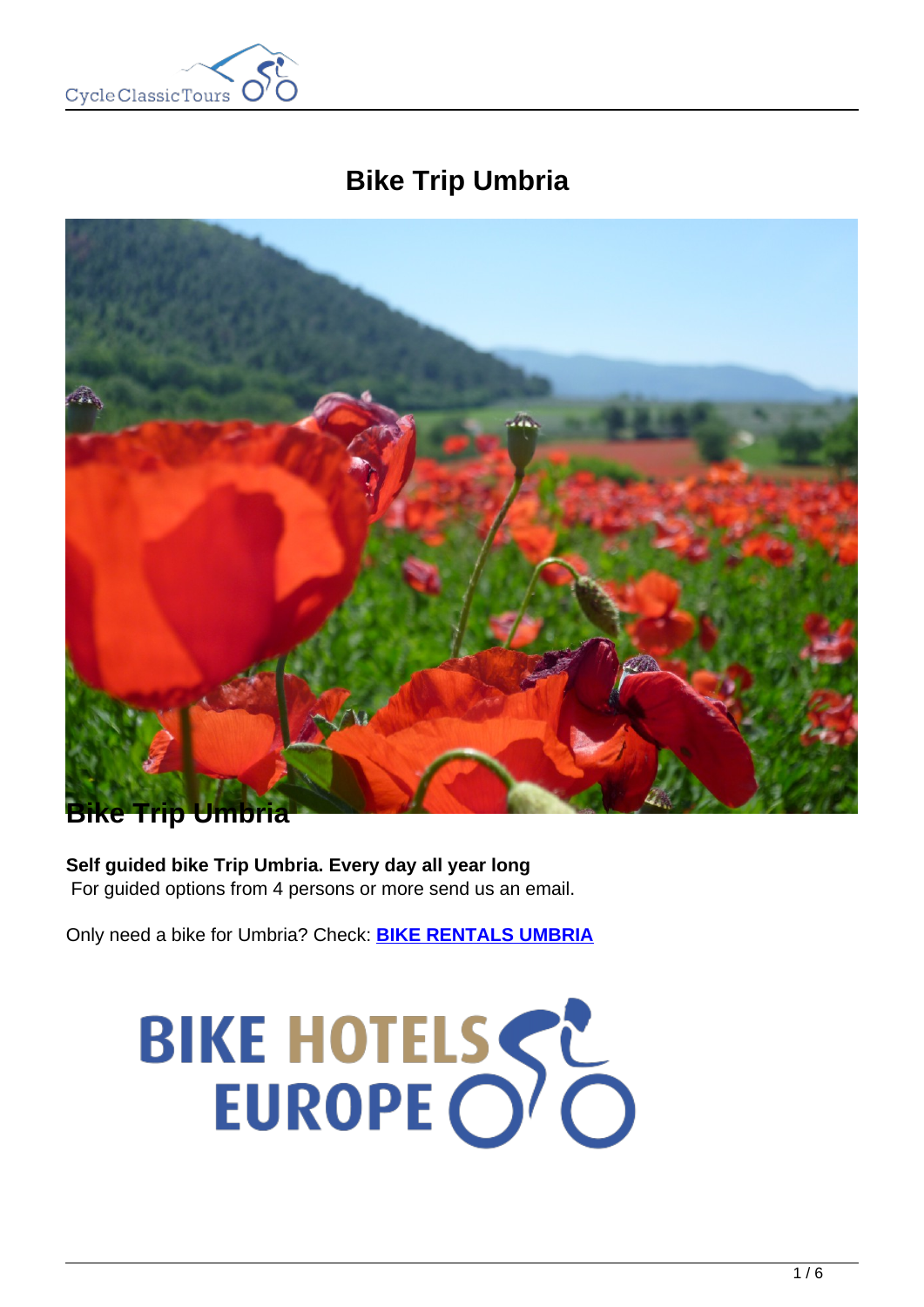# Bike Trip Umbria

Bike Trip Umbria

**Self guided bike Trip Umbria. Every day all year long**
For guided options from 4 persons or more send us an email.

Only need a bike for Umbria? Check: **BIKE RENTALS UMBRIA**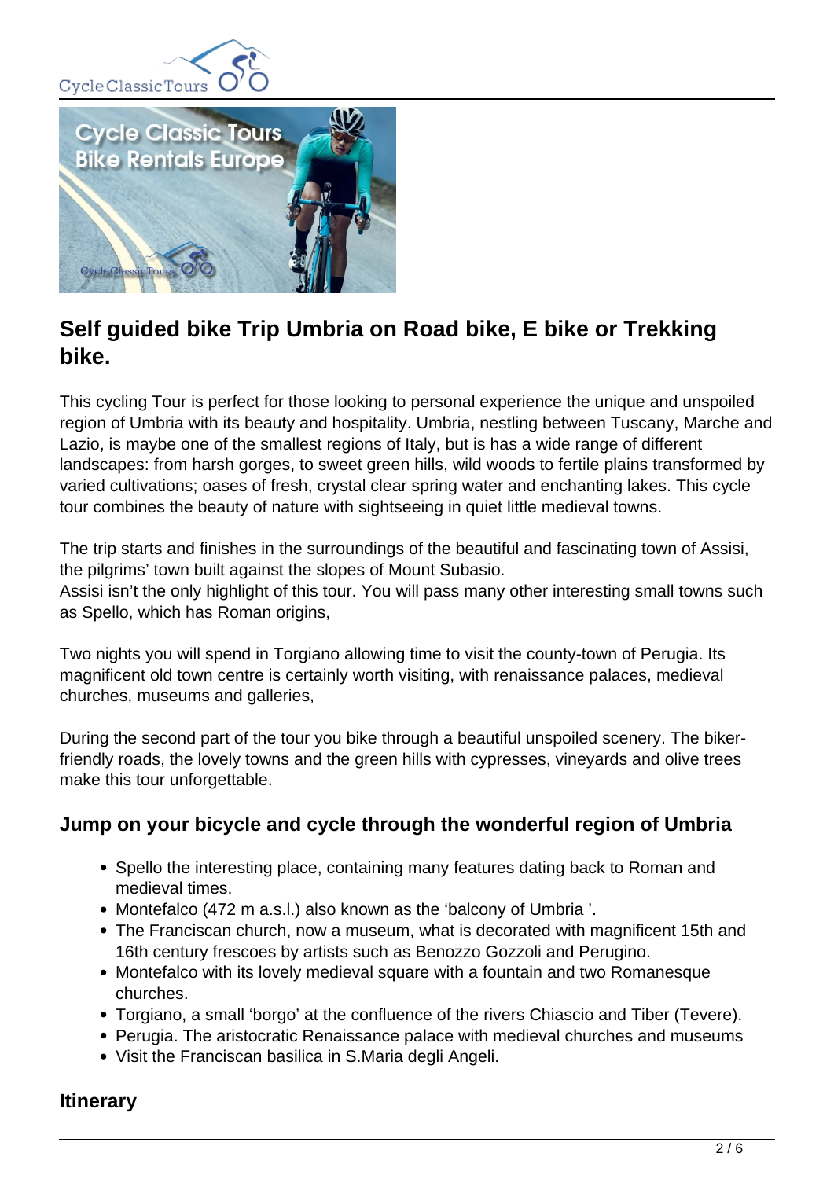## Self guided bike Trip Umbria on Road bike, E bike or Trekking bike.

This cycling Tour is perfect for those looking to personal experience the unique and unspoiled region of Umbria with its beauty and hospitality. Umbria, nestling between Tuscany, Marche and Lazio, is maybe one of the smallest regions of Italy, but is has a wide range of different landscapes: from harsh gorges, to sweet green hills, wild woods to fertile plains transformed by varied cultivations; oases of fresh, crystal clear spring water and enchanting lakes. This cycle tour combines the beauty of nature with sightseeing in quiet little medieval towns.

The trip starts and finishes in the surroundings of the beautiful and fascinating town of Assisi, the pilgrims' town built against the slopes of Mount Subasio.
Assisi isn't the only highlight of this tour. You will pass many other interesting small towns such as Spello, which has Roman origins,

Two nights you will spend in Torgiano allowing time to visit the county-town of Perugia. Its magnificent old town centre is certainly worth visiting, with renaissance palaces, medieval churches, museums and galleries,

During the second part of the tour you bike through a beautiful unspoiled scenery. The biker-friendly roads, the lovely towns and the green hills with cypresses, vineyards and olive trees make this tour unforgettable.

### Jump on your bicycle and cycle through the wonderful region of Umbria

- Spello the interesting place, containing many features dating back to Roman and medieval times.
- Montefalco (472 m a.s.l.) also known as the 'balcony of Umbria '.
- The Franciscan church, now a museum, what is decorated with magnificent 15th and 16th century frescoes by artists such as Benozzo Gozzoli and Perugino.
- Montefalco with its lovely medieval square with a fountain and two Romanesque churches.
- Torgiano, a small 'borgo' at the confluence of the rivers Chiascio and Tiber (Tevere).
- Perugia. The aristocratic Renaissance palace with medieval churches and museums
- Visit the Franciscan basilica in S.Maria degli Angeli.

### Itinerary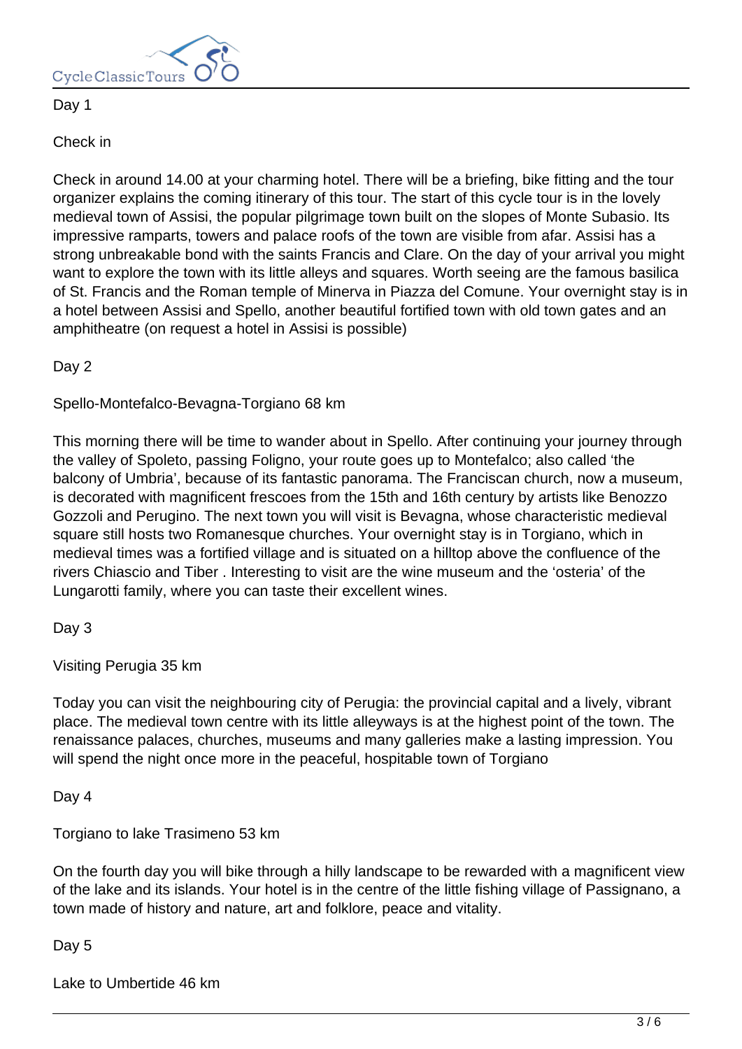Day 1

Check in

Check in around 14.00 at your charming hotel. There will be a briefing, bike fitting and the tour organizer explains the coming itinerary of this tour. The start of this cycle tour is in the lovely medieval town of Assisi, the popular pilgrimage town built on the slopes of Monte Subasio. Its impressive ramparts, towers and palace roofs of the town are visible from afar. Assisi has a strong unbreakable bond with the saints Francis and Clare. On the day of your arrival you might want to explore the town with its little alleys and squares. Worth seeing are the famous basilica of St. Francis and the Roman temple of Minerva in Piazza del Comune. Your overnight stay is in a hotel between Assisi and Spello, another beautiful fortified town with old town gates and an amphitheatre (on request a hotel in Assisi is possible)

Day 2

Spello-Montefalco-Bevagna-Torgiano 68 km

This morning there will be time to wander about in Spello. After continuing your journey through the valley of Spoleto, passing Foligno, your route goes up to Montefalco; also called 'the balcony of Umbria', because of its fantastic panorama. The Franciscan church, now a museum, is decorated with magnificent frescoes from the 15th and 16th century by artists like Benozzo Gozzoli and Perugino. The next town you will visit is Bevagna, whose characteristic medieval square still hosts two Romanesque churches. Your overnight stay is in Torgiano, which in medieval times was a fortified village and is situated on a hilltop above the confluence of the rivers Chiascio and Tiber . Interesting to visit are the wine museum and the 'osteria' of the Lungarotti family, where you can taste their excellent wines.

Day 3

Visiting Perugia 35 km

Today you can visit the neighbouring city of Perugia: the provincial capital and a lively, vibrant place. The medieval town centre with its little alleyways is at the highest point of the town. The renaissance palaces, churches, museums and many galleries make a lasting impression. You will spend the night once more in the peaceful, hospitable town of Torgiano

Day 4

Torgiano to lake Trasimeno 53 km

On the fourth day you will bike through a hilly landscape to be rewarded with a magnificent view of the lake and its islands. Your hotel is in the centre of the little fishing village of Passignano, a town made of history and nature, art and folklore, peace and vitality.

Day 5

Lake to Umbertide 46 km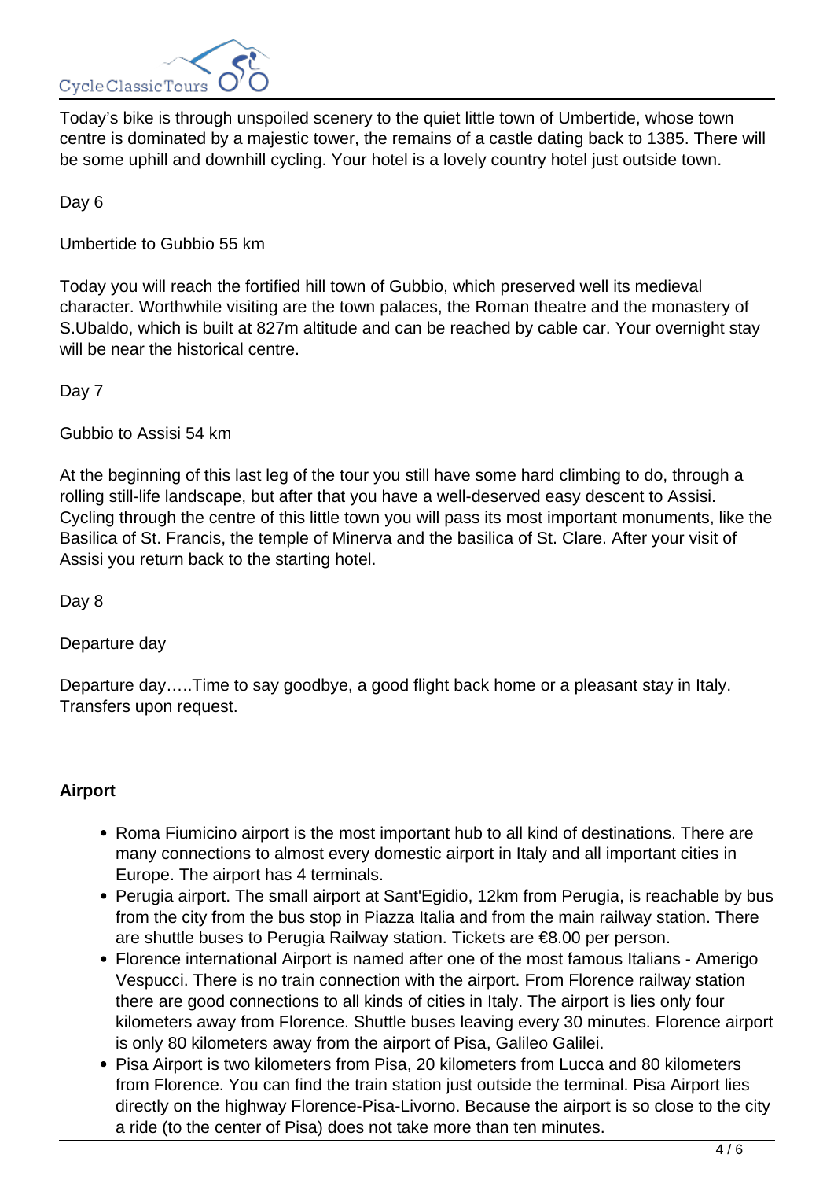Today's bike is through unspoiled scenery to the quiet little town of Umbertide, whose town centre is dominated by a majestic tower, the remains of a castle dating back to 1385. There will be some uphill and downhill cycling. Your hotel is a lovely country hotel just outside town.

Day 6

Umbertide to Gubbio 55 km

Today you will reach the fortified hill town of Gubbio, which preserved well its medieval character. Worthwhile visiting are the town palaces, the Roman theatre and the monastery of S.Ubaldo, which is built at 827m altitude and can be reached by cable car. Your overnight stay will be near the historical centre.

Day 7

Gubbio to Assisi 54 km

At the beginning of this last leg of the tour you still have some hard climbing to do, through a rolling still-life landscape, but after that you have a well-deserved easy descent to Assisi. Cycling through the centre of this little town you will pass its most important monuments, like the Basilica of St. Francis, the temple of Minerva and the basilica of St. Clare. After your visit of Assisi you return back to the starting hotel.

Day 8

Departure day

Departure day…..Time to say goodbye, a good flight back home or a pleasant stay in Italy. Transfers upon request.

**Airport**

- Roma Fiumicino airport is the most important hub to all kind of destinations. There are many connections to almost every domestic airport in Italy and all important cities in Europe. The airport has 4 terminals.
- Perugia airport. The small airport at Sant'Egidio, 12km from Perugia, is reachable by bus from the city from the bus stop in Piazza Italia and from the main railway station. There are shuttle buses to Perugia Railway station. Tickets are €8.00 per person.
- Florence international Airport is named after one of the most famous Italians - Amerigo Vespucci. There is no train connection with the airport. From Florence railway station there are good connections to all kinds of cities in Italy. The airport is lies only four kilometers away from Florence. Shuttle buses leaving every 30 minutes. Florence airport is only 80 kilometers away from the airport of Pisa, Galileo Galilei.
- Pisa Airport is two kilometers from Pisa, 20 kilometers from Lucca and 80 kilometers from Florence. You can find the train station just outside the terminal. Pisa Airport lies directly on the highway Florence-Pisa-Livorno. Because the airport is so close to the city a ride (to the center of Pisa) does not take more than ten minutes.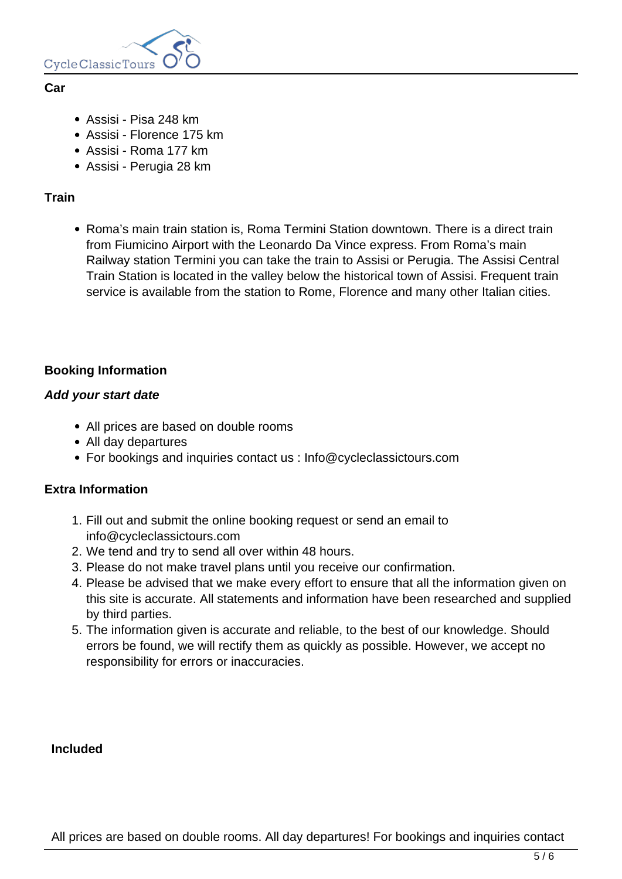**Car**

- Assisi - Pisa 248 km
- Assisi - Florence 175 km
- Assisi - Roma 177 km
- Assisi - Perugia 28 km

**Train**

- Roma's main train station is, Roma Termini Station downtown. There is a direct train from Fiumicino Airport with the Leonardo Da Vince express. From Roma's main Railway station Termini you can take the train to Assisi or Perugia. The Assisi Central Train Station is located in the valley below the historical town of Assisi. Frequent train service is available from the station to Rome, Florence and many other Italian cities.

**Booking Information**

***Add your start date***

- All prices are based on double rooms
- All day departures
- For bookings and inquiries contact us : Info@cycleclassictours.com

**Extra Information**

1. Fill out and submit the online booking request or send an email to info@cycleclassictours.com
2. We tend and try to send all over within 48 hours.
3. Please do not make travel plans until you receive our confirmation.
4. Please be advised that we make every effort to ensure that all the information given on this site is accurate. All statements and information have been researched and supplied by third parties.
5. The information given is accurate and reliable, to the best of our knowledge. Should errors be found, we will rectify them as quickly as possible. However, we accept no responsibility for errors or inaccuracies.

**Included**

All prices are based on double rooms. All day departures! For bookings and inquiries contact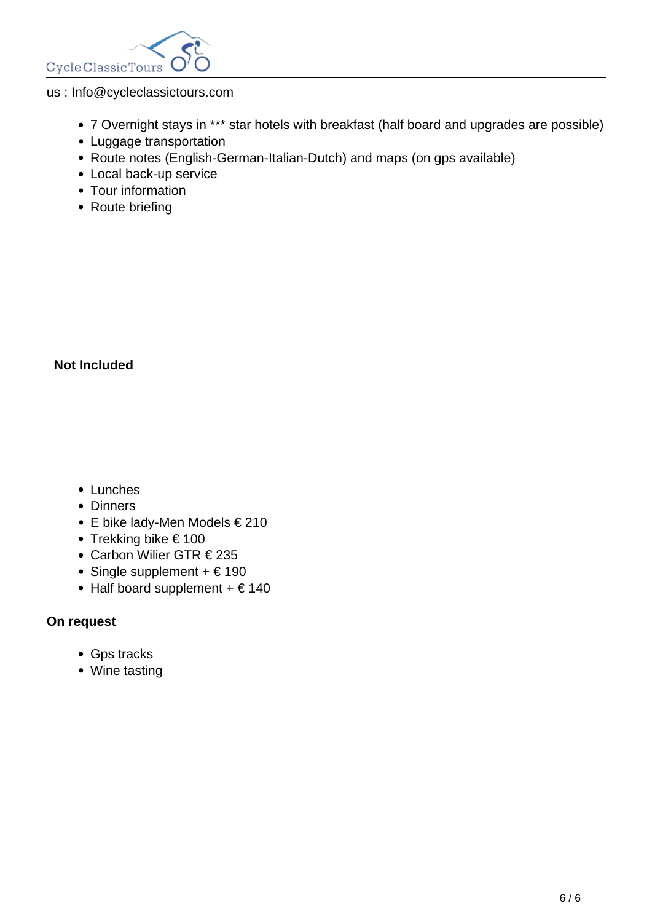us : Info@cycleclassictours.com

- 7 Overnight stays in *** star hotels with breakfast (half board and upgrades are possible)
- Luggage transportation
- Route notes (English-German-Italian-Dutch) and maps (on gps available)
- Local back-up service
- Tour information
- Route briefing

**Not Included**

- Lunches
- Dinners
- E bike lady-Men Models € 210
- Trekking bike € 100
- Carbon Wilier GTR € 235
- Single supplement + € 190
- Half board supplement + € 140

**On request**

- Gps tracks
- Wine tasting